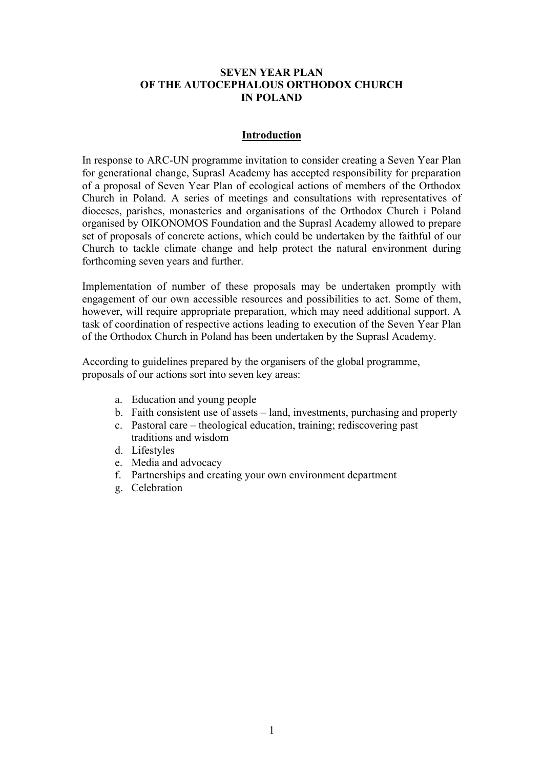# SEVEN YEAR PLAN OF THE AUTOCEPHALOUS ORTHODOX CHURCH IN POLAND

## Introduction

In response to ARC-UN programme invitation to consider creating a Seven Year Plan for generational change, Suprasl Academy has accepted responsibility for preparation of a proposal of Seven Year Plan of ecological actions of members of the Orthodox Church in Poland. A series of meetings and consultations with representatives of dioceses, parishes, monasteries and organisations of the Orthodox Church i Poland organised by OIKONOMOS Foundation and the Suprasl Academy allowed to prepare set of proposals of concrete actions, which could be undertaken by the faithful of our Church to tackle climate change and help protect the natural environment during forthcoming seven years and further.

Implementation of number of these proposals may be undertaken promptly with engagement of our own accessible resources and possibilities to act. Some of them, however, will require appropriate preparation, which may need additional support. A task of coordination of respective actions leading to execution of the Seven Year Plan of the Orthodox Church in Poland has been undertaken by the Suprasl Academy.

According to guidelines prepared by the organisers of the global programme, proposals of our actions sort into seven key areas:

a. Education and young people
b. Faith consistent use of assets – land, investments, purchasing and property
c. Pastoral care – theological education, training; rediscovering past traditions and wisdom
d. Lifestyles
e. Media and advocacy
f. Partnerships and creating your own environment department
g. Celebration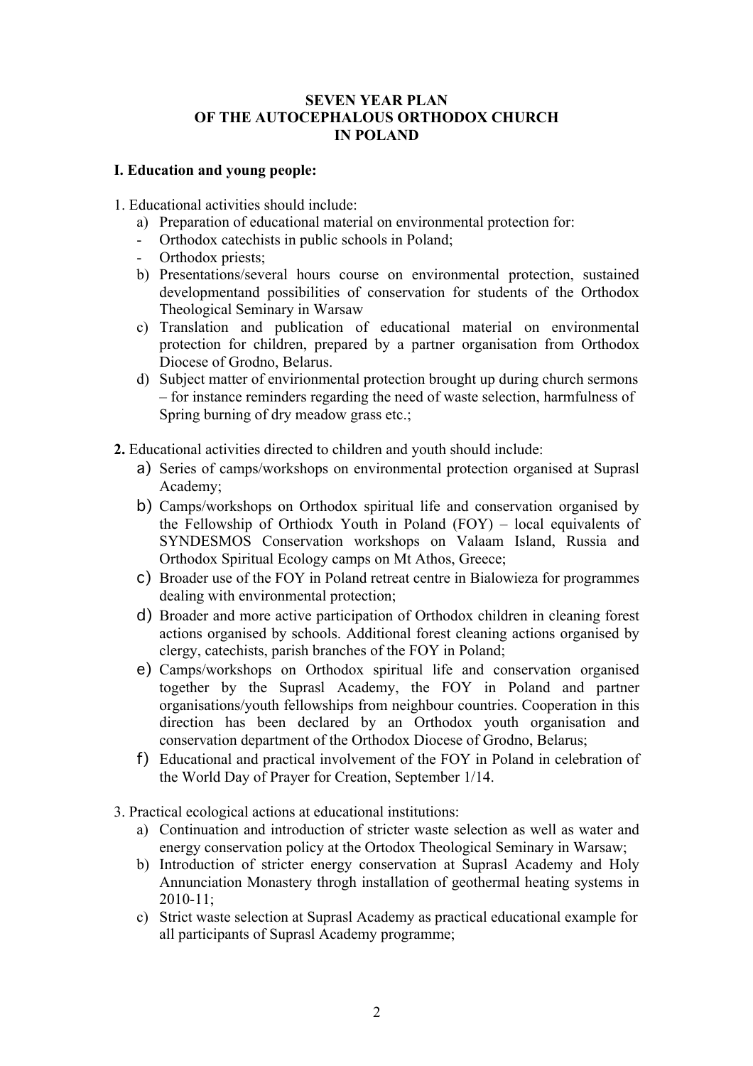**SEVEN YEAR PLAN OF THE AUTOCEPHALOUS ORTHODOX CHURCH IN POLAND**

**I. Education and young people:**

1. Educational activities should include:
   a) Preparation of educational material on environmental protection for:
   - Orthodox catechists in public schools in Poland;
   - Orthodox priests;

   b) Presentations/several hours course on environmental protection, sustained developmentand possibilities of conservation for students of the Orthodox Theological Seminary in Warsaw
   c) Translation and publication of educational material on environmental protection for children, prepared by a partner organisation from Orthodox Diocese of Grodno, Belarus.
   d) Subject matter of envirionmental protection brought up during church sermons – for instance reminders regarding the need of waste selection, harmfulness of Spring burning of dry meadow grass etc.;

**2.** Educational activities directed to children and youth should include:
   a) Series of camps/workshops on environmental protection organised at Suprasl Academy;
   b) Camps/workshops on Orthodox spiritual life and conservation organised by the Fellowship of Orthiodx Youth in Poland (FOY) – local equivalents of SYNDESMOS Conservation workshops on Valaam Island, Russia and Orthodox Spiritual Ecology camps on Mt Athos, Greece;
   c) Broader use of the FOY in Poland retreat centre in Bialowieza for programmes dealing with environmental protection;
   d) Broader and more active participation of Orthodox children in cleaning forest actions organised by schools. Additional forest cleaning actions organised by clergy, catechists, parish branches of the FOY in Poland;
   e) Camps/workshops on Orthodox spiritual life and conservation organised together by the Suprasl Academy, the FOY in Poland and partner organisations/youth fellowships from neighbour countries. Cooperation in this direction has been declared by an Orthodox youth organisation and conservation department of the Orthodox Diocese of Grodno, Belarus;
   f) Educational and practical involvement of the FOY in Poland in celebration of the World Day of Prayer for Creation, September 1/14.

3. Practical ecological actions at educational institutions:
   a) Continuation and introduction of stricter waste selection as well as water and energy conservation policy at the Ortodox Theological Seminary in Warsaw;
   b) Introduction of stricter energy conservation at Suprasl Academy and Holy Annunciation Monastery throgh installation of geothermal heating systems in 2010-11;
   c) Strict waste selection at Suprasl Academy as practical educational example for all participants of Suprasl Academy programme;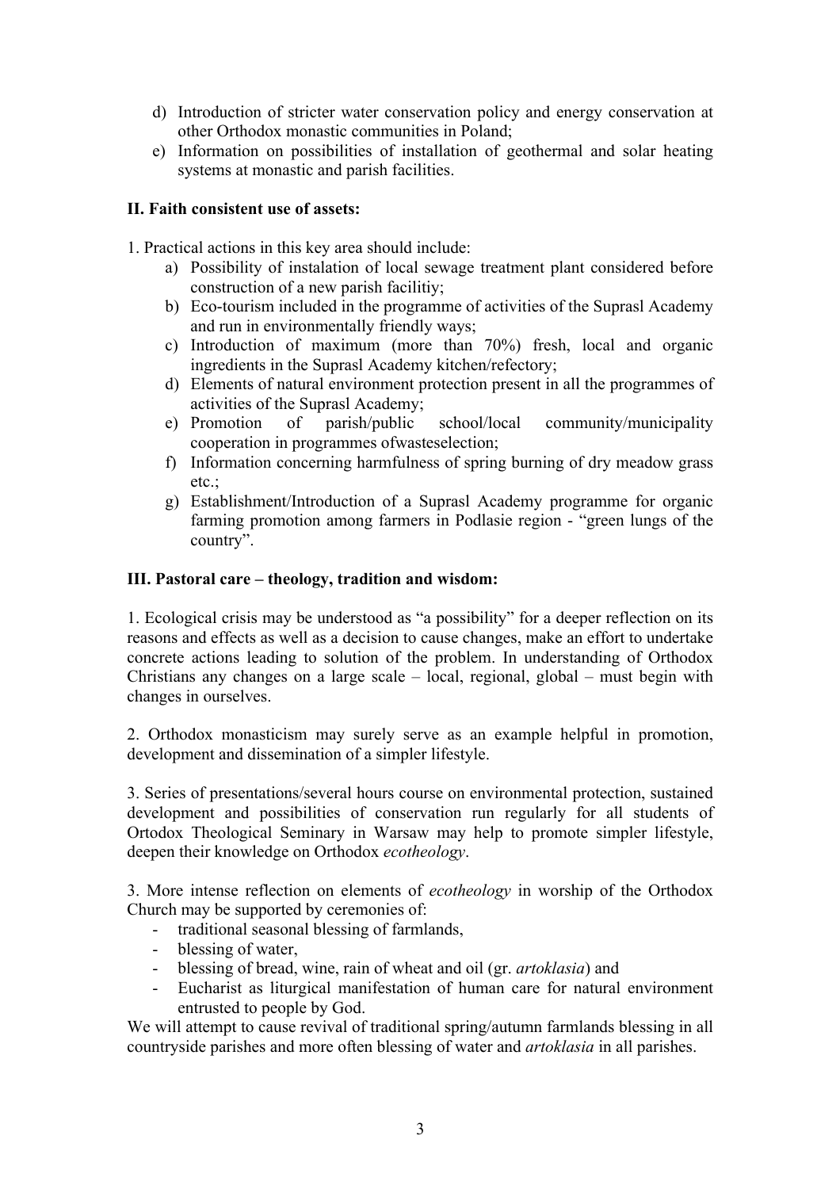d) Introduction of stricter water conservation policy and energy conservation at other Orthodox monastic communities in Poland;
e) Information on possibilities of installation of geothermal and solar heating systems at monastic and parish facilities.

**II. Faith consistent use of assets:**

1. Practical actions in this key area should include:
   a) Possibility of instalation of local sewage treatment plant considered before construction of a new parish facilitiy;
   b) Eco-tourism included in the programme of activities of the Suprasl Academy and run in environmentally friendly ways;
   c) Introduction of maximum (more than 70%) fresh, local and organic ingredients in the Suprasl Academy kitchen/refectory;
   d) Elements of natural environment protection present in all the programmes of activities of the Suprasl Academy;
   e) Promotion of parish/public school/local community/municipality cooperation in programmes ofwasteselection;
   f) Information concerning harmfulness of spring burning of dry meadow grass etc.;
   g) Establishment/Introduction of a Suprasl Academy programme for organic farming promotion among farmers in Podlasie region - "green lungs of the country".

**III. Pastoral care – theology, tradition and wisdom:**

1. Ecological crisis may be understood as "a possibility" for a deeper reflection on its reasons and effects as well as a decision to cause changes, make an effort to undertake concrete actions leading to solution of the problem. In understanding of Orthodox Christians any changes on a large scale – local, regional, global – must begin with changes in ourselves.

2. Orthodox monasticism may surely serve as an example helpful in promotion, development and dissemination of a simpler lifestyle.

3. Series of presentations/several hours course on environmental protection, sustained development and possibilities of conservation run regularly for all students of Ortodox Theological Seminary in Warsaw may help to promote simpler lifestyle, deepen their knowledge on Orthodox *ecotheology*.

3. More intense reflection on elements of *ecotheology* in worship of the Orthodox Church may be supported by ceremonies of:

- traditional seasonal blessing of farmlands,
- blessing of water,
- blessing of bread, wine, rain of wheat and oil (gr. *artoklasia*) and
- Eucharist as liturgical manifestation of human care for natural environment entrusted to people by God.

We will attempt to cause revival of traditional spring/autumn farmlands blessing in all countryside parishes and more often blessing of water and *artoklasia* in all parishes.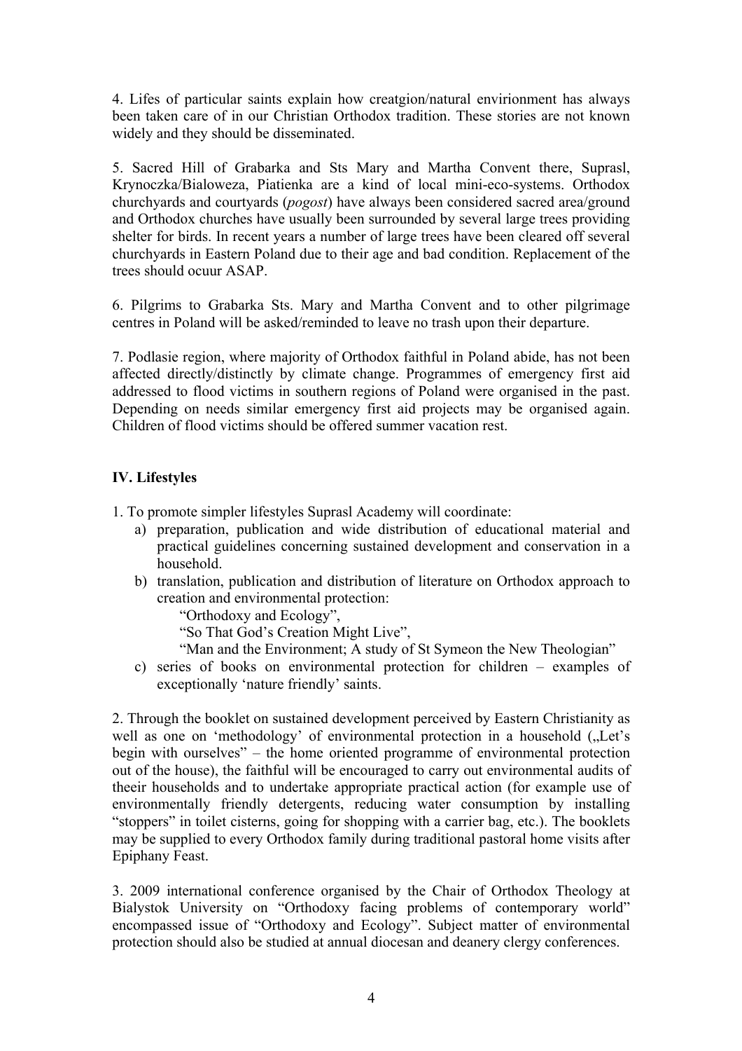4. Lifes of particular saints explain how creatgion/natural envirionment has always been taken care of in our Christian Orthodox tradition. These stories are not known widely and they should be disseminated.

5. Sacred Hill of Grabarka and Sts Mary and Martha Convent there, Suprasl, Krynoczka/Bialoweza, Piatienka are a kind of local mini-eco-systems. Orthodox churchyards and courtyards (*pogost*) have always been considered sacred area/ground and Orthodox churches have usually been surrounded by several large trees providing shelter for birds. In recent years a number of large trees have been cleared off several churchyards in Eastern Poland due to their age and bad condition. Replacement of the trees should ocuur ASAP.

6. Pilgrims to Grabarka Sts. Mary and Martha Convent and to other pilgrimage centres in Poland will be asked/reminded to leave no trash upon their departure.

7. Podlasie region, where majority of Orthodox faithful in Poland abide, has not been affected directly/distinctly by climate change. Programmes of emergency first aid addressed to flood victims in southern regions of Poland were organised in the past. Depending on needs similar emergency first aid projects may be organised again. Children of flood victims should be offered summer vacation rest.

## IV. Lifestyles

1. To promote simpler lifestyles Suprasl Academy will coordinate:
   a) preparation, publication and wide distribution of educational material and practical guidelines concerning sustained development and conservation in a household.
   b) translation, publication and distribution of literature on Orthodox approach to creation and environmental protection:
      "Orthodoxy and Ecology",
      "So That God's Creation Might Live",
      "Man and the Environment; A study of St Symeon the New Theologian"
   c) series of books on environmental protection for children – examples of exceptionally 'nature friendly' saints.

2. Through the booklet on sustained development perceived by Eastern Christianity as well as one on 'methodology' of environmental protection in a household („Let's begin with ourselves" – the home oriented programme of environmental protection out of the house), the faithful will be encouraged to carry out environmental audits of theier households and to undertake appropriate practical action (for example use of environmentally friendly detergents, reducing water consumption by installing "stoppers" in toilet cisterns, going for shopping with a carrier bag, etc.). The booklets may be supplied to every Orthodox family during traditional pastoral home visits after Epiphany Feast.

3. 2009 international conference organised by the Chair of Orthodox Theology at Bialystok University on "Orthodoxy facing problems of contemporary world" encompassed issue of "Orthodoxy and Ecology". Subject matter of environmental protection should also be studied at annual diocesan and deanery clergy conferences.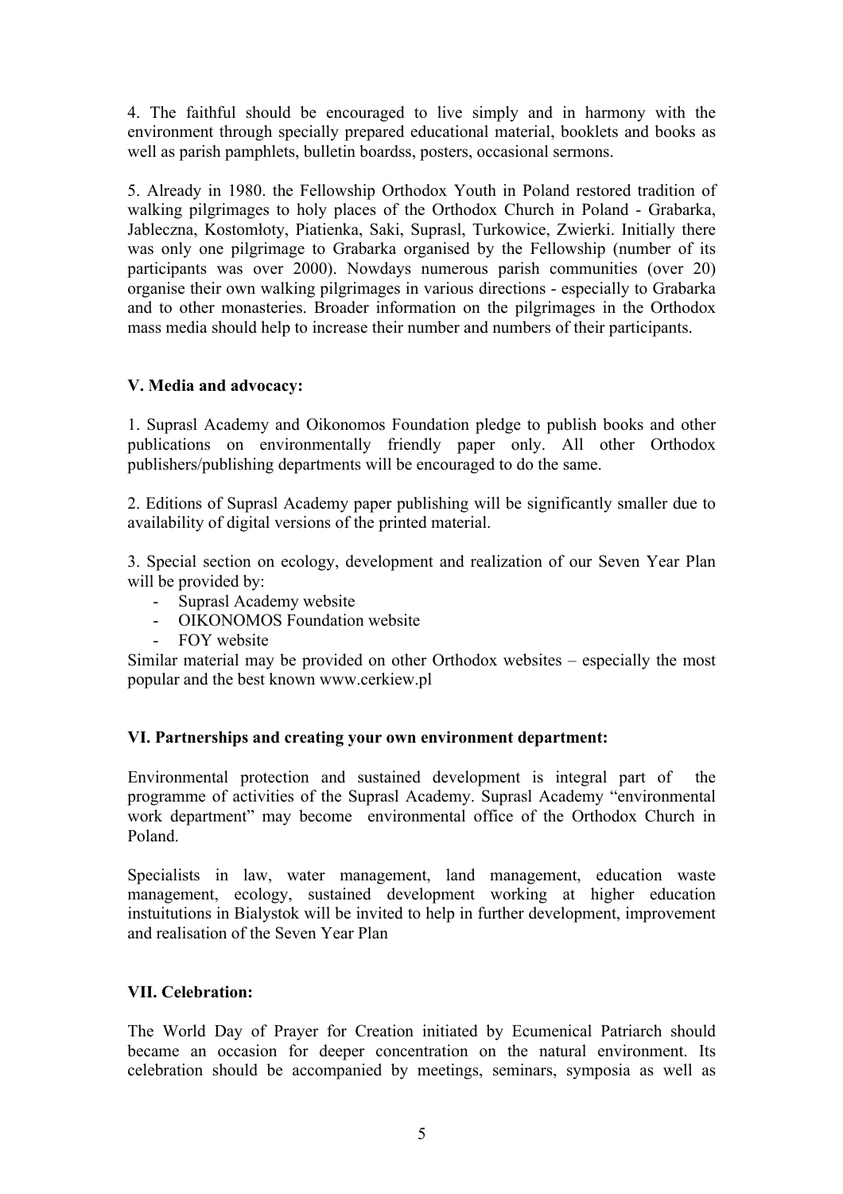4. The faithful should be encouraged to live simply and in harmony with the environment through specially prepared educational material, booklets and books as well as parish pamphlets, bulletin boardss, posters, occasional sermons.

5. Already in 1980. the Fellowship Orthodox Youth in Poland restored tradition of walking pilgrimages to holy places of the Orthodox Church in Poland - Grabarka, Jableczna, Kostomłoty, Piatienka, Saki, Suprasl, Turkowice, Zwierki. Initially there was only one pilgrimage to Grabarka organised by the Fellowship (number of its participants was over 2000). Nowdays numerous parish communities (over 20) organise their own walking pilgrimages in various directions - especially to Grabarka and to other monasteries. Broader information on the pilgrimages in the Orthodox mass media should help to increase their number and numbers of their participants.

### V. Media and advocacy:

1. Suprasl Academy and Oikonomos Foundation pledge to publish books and other publications on environmentally friendly paper only. All other Orthodox publishers/publishing departments will be encouraged to do the same.

2. Editions of Suprasl Academy paper publishing will be significantly smaller due to availability of digital versions of the printed material.

3. Special section on ecology, development and realization of our Seven Year Plan will be provided by:
   - Suprasl Academy website
   - OIKONOMOS Foundation website
   - FOY website

Similar material may be provided on other Orthodox websites – especially the most popular and the best known www.cerkiew.pl

### VI. Partnerships and creating your own environment department:

Environmental protection and sustained development is integral part of the programme of activities of the Suprasl Academy. Suprasl Academy "environmental work department" may become environmental office of the Orthodox Church in Poland.

Specialists in law, water management, land management, education waste management, ecology, sustained development working at higher education instuitutions in Bialystok will be invited to help in further development, improvement and realisation of the Seven Year Plan

### VII. Celebration:

The World Day of Prayer for Creation initiated by Ecumenical Patriarch should became an occasion for deeper concentration on the natural environment. Its celebration should be accompanied by meetings, seminars, symposia as well as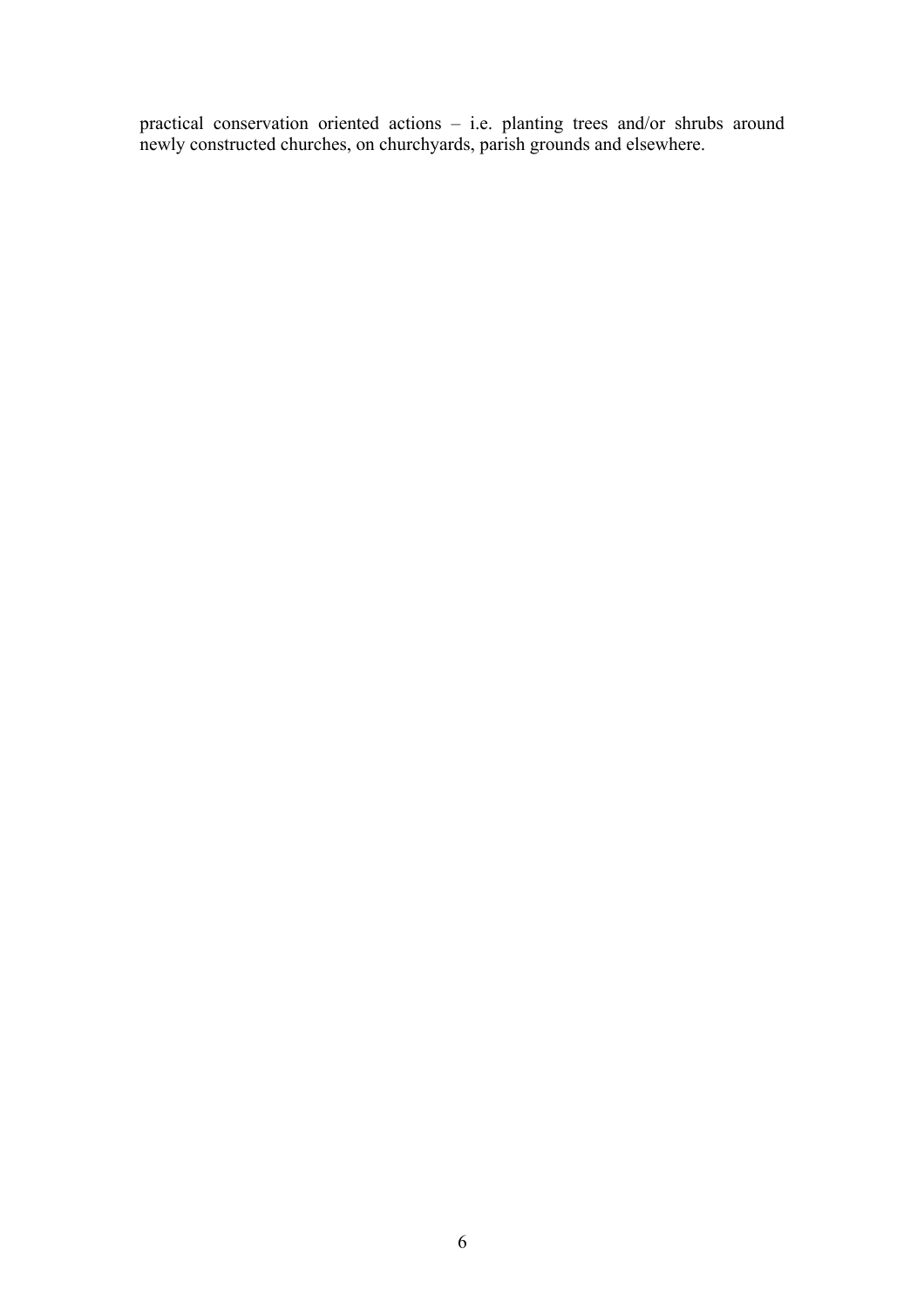practical conservation oriented actions – i.e. planting trees and/or shrubs around newly constructed churches, on churchyards, parish grounds and elsewhere.